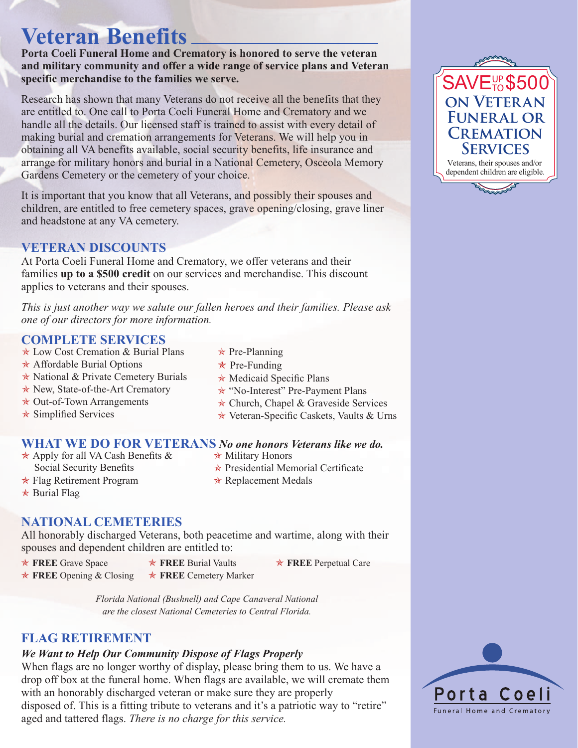# Veteran Benefits

**Porta Coeli Funeral Home and Crematory is honored to serve the veteran and military community and offer a wide range of service plans and Veteran specific merchandise to the families we serve.**

Research has shown that many Veterans do not receive all the benefits that they are entitled to. One call to Porta Coeli Funeral Home and Crematory and we handle all the details. Our licensed staff is trained to assist with every detail of making burial and cremation arrangements for Veterans. We will help you in obtaining all VA benefits available, social security benefits, life insurance and arrange for military honors and burial in a National Cemetery, Osceola Memory Gardens Cemetery or the cemetery of your choice.

It is important that you know that all Veterans, and possibly their spouses and children, are entitled to free cemetery spaces, grave opening/closing, grave liner and headstone at any VA cemetery.

## VETERAN DISCOUNTS

At Porta Coeli Funeral Home and Crematory, we offer veterans and their families **up to a $500 credit** on our services and merchandise. This discount applies to veterans and their spouses.

*This is just another way we salute our fallen heroes and their families. Please ask one of our directors for more information.*

## COMPLETE SERVICES

- ★ Low Cost Cremation & Burial Plans
- ★ Affordable Burial Options
- ★ National & Private Cemetery Burials
- ★ New, State-of-the-Art Crematory
- ★ Out-of-Town Arrangements
- ★ Simplified Services
- ★ Pre-Planning
- ★ Pre-Funding
- ★ Medicaid Specific Plans
- ★ "No-Interest" Pre-Payment Plans
- ★ Church, Chapel & Graveside Services
- ★ Veteran-Specific Caskets, Vaults & Urns

## WHAT WE DO FOR VETERANS *No one honors Veterans like we do.*

- ★ Apply for all VA Cash Benefits & Social Security Benefits
- ★ Flag Retirement Program
- ★ Burial Flag
- ★ Military Honors
- ★ Presidential Memorial Certificate
- ★ Replacement Medals

## NATIONAL CEMETERIES

All honorably discharged Veterans, both peacetime and wartime, along with their spouses and dependent children are entitled to:

- ★ **FREE** Grave Space
- ★ **FREE** Opening & Closing
- ★ **FREE** Burial Vaults
- ★ **FREE** Cemetery Marker
- ★ **FREE** Perpetual Care

*Florida National (Bushnell) and Cape Canaveral National are the closest National Cemeteries to Central Florida.*

## FLAG RETIREMENT

***We Want to Help Our Community Dispose of Flags Properly***

When flags are no longer worthy of display, please bring them to us. We have a drop off box at the funeral home. When flags are available, we will cremate them with an honorably discharged veteran or make sure they are properly disposed of. This is a fitting tribute to veterans and it's a patriotic way to "retire" aged and tattered flags. *There is no charge for this service.*

**SAVE UP TO $500 ON VETERAN FUNERAL OR CREMATION SERVICES**

Veterans, their spouses and/or dependent children are eligible.

Porta Coeli

Funeral Home and Crematory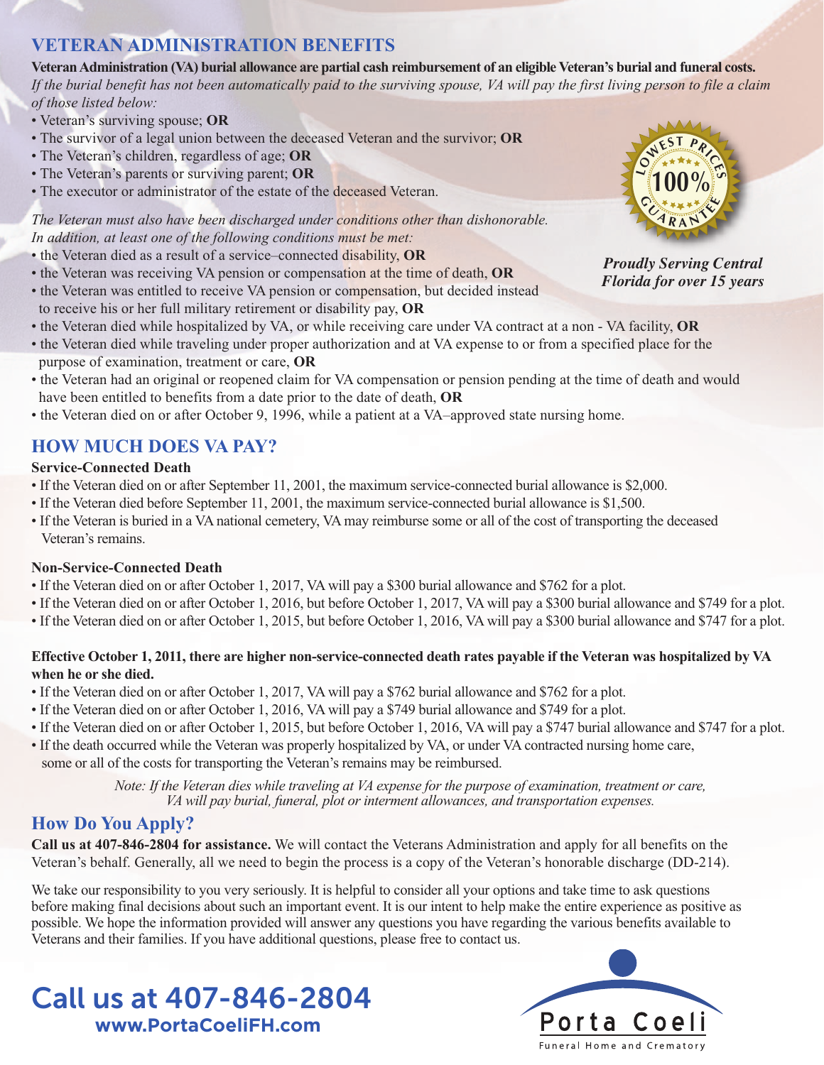## VETERAN ADMINISTRATION BENEFITS

**Veteran Administration (VA) burial allowance are partial cash reimbursement of an eligible Veteran's burial and funeral costs.**

*If the burial benefit has not been automatically paid to the surviving spouse, VA will pay the first living person to file a claim of those listed below:*

- Veteran's surviving spouse; **OR**
- The survivor of a legal union between the deceased Veteran and the survivor; **OR**
- The Veteran's children, regardless of age; **OR**
- The Veteran's parents or surviving parent; **OR**
- The executor or administrator of the estate of the deceased Veteran.

LOWEST PRICES 100% GUARANTEE

***Proudly Serving Central Florida for over 15 years***

*The Veteran must also have been discharged under conditions other than dishonorable.*
*In addition, at least one of the following conditions must be met:*

- the Veteran died as a result of a service–connected disability, **OR**
- the Veteran was receiving VA pension or compensation at the time of death, **OR**
- the Veteran was entitled to receive VA pension or compensation, but decided instead to receive his or her full military retirement or disability pay, **OR**
- the Veteran died while hospitalized by VA, or while receiving care under VA contract at a non - VA facility, **OR**
- the Veteran died while traveling under proper authorization and at VA expense to or from a specified place for the purpose of examination, treatment or care, **OR**
- the Veteran had an original or reopened claim for VA compensation or pension pending at the time of death and would have been entitled to benefits from a date prior to the date of death, **OR**
- the Veteran died on or after October 9, 1996, while a patient at a VA–approved state nursing home.

## HOW MUCH DOES VA PAY?

**Service-Connected Death**

- If the Veteran died on or after September 11, 2001, the maximum service-connected burial allowance is $2,000.
- If the Veteran died before September 11, 2001, the maximum service-connected burial allowance is $1,500.
- If the Veteran is buried in a VA national cemetery, VA may reimburse some or all of the cost of transporting the deceased Veteran's remains.

**Non-Service-Connected Death**

- If the Veteran died on or after October 1, 2017, VA will pay a $300 burial allowance and $762 for a plot.
- If the Veteran died on or after October 1, 2016, but before October 1, 2017, VA will pay a $300 burial allowance and $749 for a plot.
- If the Veteran died on or after October 1, 2015, but before October 1, 2016, VA will pay a $300 burial allowance and $747 for a plot.

**Effective October 1, 2011, there are higher non-service-connected death rates payable if the Veteran was hospitalized by VA when he or she died.**

- If the Veteran died on or after October 1, 2017, VA will pay a $762 burial allowance and $762 for a plot.
- If the Veteran died on or after October 1, 2016, VA will pay a $749 burial allowance and $749 for a plot.
- If the Veteran died on or after October 1, 2015, but before October 1, 2016, VA will pay a $747 burial allowance and $747 for a plot.
- If the death occurred while the Veteran was properly hospitalized by VA, or under VA contracted nursing home care, some or all of the costs for transporting the Veteran's remains may be reimbursed.

*Note: If the Veteran dies while traveling at VA expense for the purpose of examination, treatment or care, VA will pay burial, funeral, plot or interment allowances, and transportation expenses.*

## How Do You Apply?

**Call us at 407-846-2804 for assistance.** We will contact the Veterans Administration and apply for all benefits on the Veteran's behalf. Generally, all we need to begin the process is a copy of the Veteran's honorable discharge (DD-214).

We take our responsibility to you very seriously. It is helpful to consider all your options and take time to ask questions before making final decisions about such an important event. It is our intent to help make the entire experience as positive as possible. We hope the information provided will answer any questions you have regarding the various benefits available to Veterans and their families. If you have additional questions, please free to contact us.

**Call us at 407-846-2804**
**www.PortaCoeliFH.com**

Porta Coeli
Funeral Home and Crematory